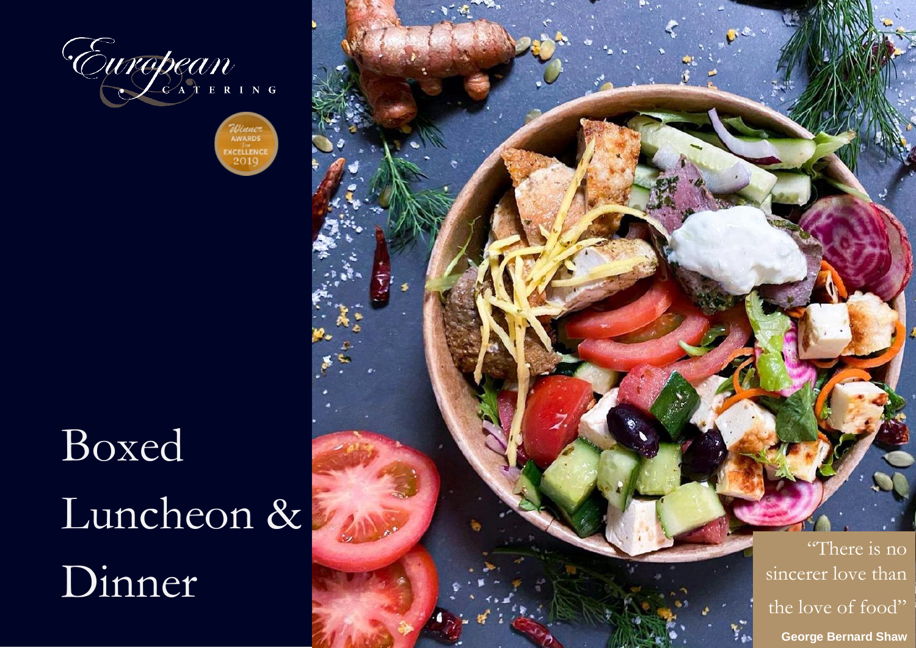European

CATERING

Winner AWARDS for EXCELLENCE 2019

# Boxed Luncheon & Dinner

"There is no sincerer love than the love of food"

**George Bernard Shaw**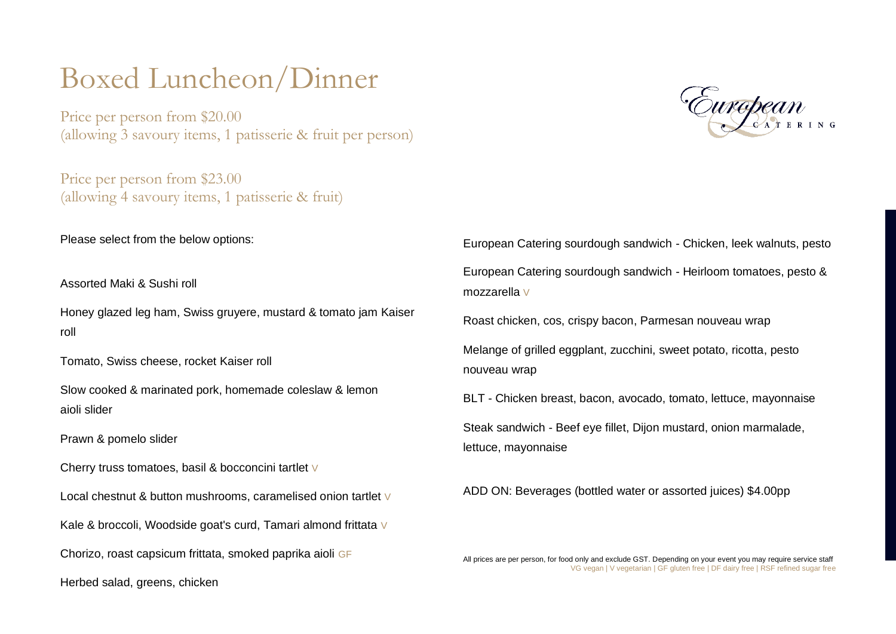# Boxed Luncheon/Dinner

Price per person from $20.00
(allowing 3 savoury items, 1 patisserie & fruit per person)

Price per person from $23.00
(allowing 4 savoury items, 1 patisserie & fruit)

Please select from the below options:

Assorted Maki & Sushi roll

Honey glazed leg ham, Swiss gruyere, mustard & tomato jam Kaiser roll

Tomato, Swiss cheese, rocket Kaiser roll

Slow cooked & marinated pork, homemade coleslaw & lemon aioli slider

Prawn & pomelo slider

Cherry truss tomatoes, basil & bocconcini tartlet V

Local chestnut & button mushrooms, caramelised onion tartlet V

Kale & broccoli, Woodside goat's curd, Tamari almond frittata V

Chorizo, roast capsicum frittata, smoked paprika aioli GF

Herbed salad, greens, chicken

European Catering sourdough sandwich - Chicken, leek walnuts, pesto

European Catering sourdough sandwich - Heirloom tomatoes, pesto & mozzarella V

Roast chicken, cos, crispy bacon, Parmesan nouveau wrap

Melange of grilled eggplant, zucchini, sweet potato, ricotta, pesto nouveau wrap

BLT - Chicken breast, bacon, avocado, tomato, lettuce, mayonnaise

Steak sandwich - Beef eye fillet, Dijon mustard, onion marmalade, lettuce, mayonnaise

ADD ON: Beverages (bottled water or assorted juices) $4.00pp

All prices are per person, for food only and exclude GST. Depending on your event you may require service staff
VG vegan | V vegetarian | GF gluten free | DF dairy free | RSF refined sugar free